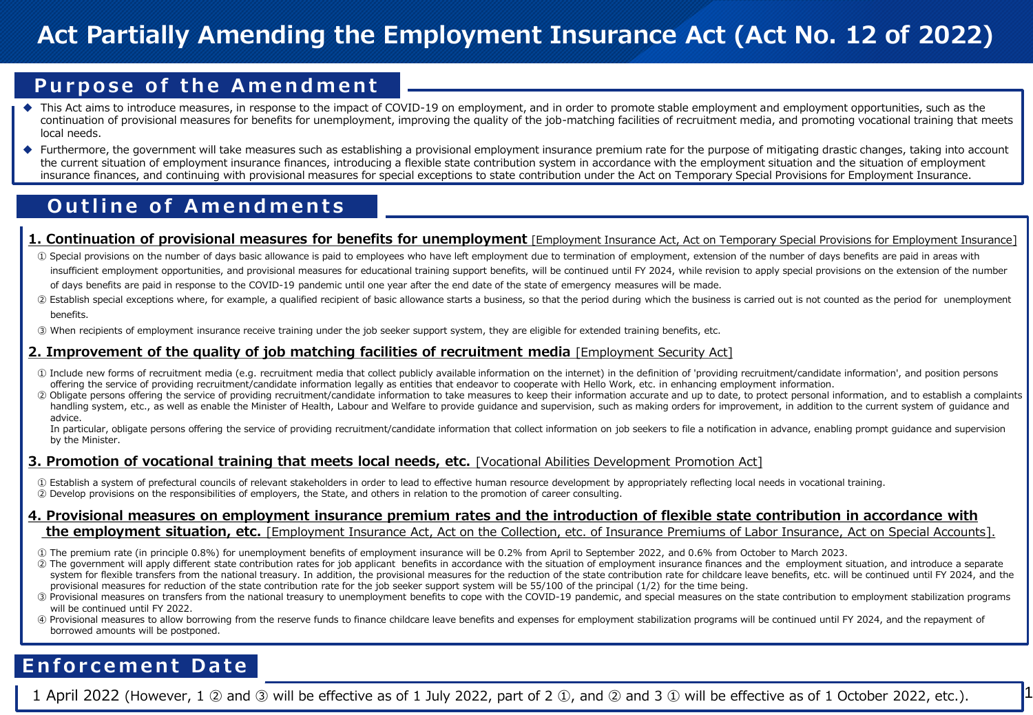# Act Partially Amending the Employment Insurance Act (Act No. 12 of 2022)

## Purpose of the Amendment

- This Act aims to introduce measures, in response to the impact of COVID-19 on employment, and in order to promote stable employment and employment opportunities, such as the continuation of provisional measures for benefits for unemployment, improving the quality of the job-matching facilities of recruitment media, and promoting vocational training that meets local needs.
- Furthermore, the government will take measures such as establishing a provisional employment insurance premium rate for the purpose of mitigating drastic changes, taking into account the current situation of employment insurance finances, introducing a flexible state contribution system in accordance with the employment situation and the situation of employment insurance finances, and continuing with provisional measures for special exceptions to state contribution under the Act on Temporary Special Provisions for Employment Insurance.

## Outline of Amendments

### 1. Continuation of provisional measures for benefits for unemployment [Employment Insurance Act, Act on Temporary Special Provisions for Employment Insurance]

① Special provisions on the number of days basic allowance is paid to employees who have left employment due to termination of employment, extension of the number of days benefits are paid in areas with insufficient employment opportunities, and provisional measures for educational training support benefits, will be continued until FY 2024, while revision to apply special provisions on the extension of the number of days benefits are paid in response to the COVID-19 pandemic until one year after the end date of the state of emergency measures will be made.

② Establish special exceptions where, for example, a qualified recipient of basic allowance starts a business, so that the period during which the business is carried out is not counted as the period for unemployment benefits.

③ When recipients of employment insurance receive training under the job seeker support system, they are eligible for extended training benefits, etc.

### 2. Improvement of the quality of job matching facilities of recruitment media [Employment Security Act]

① Include new forms of recruitment media (e.g. recruitment media that collect publicly available information on the internet) in the definition of 'providing recruitment/candidate information', and position persons offering the service of providing recruitment/candidate information legally as entities that endeavor to cooperate with Hello Work, etc. in enhancing employment information.

② Obligate persons offering the service of providing recruitment/candidate information to take measures to keep their information accurate and up to date, to protect personal information, and to establish a complaints handling system, etc., as well as enable the Minister of Health, Labour and Welfare to provide guidance and supervision, such as making orders for improvement, in addition to the current system of guidance and advice.
In particular, obligate persons offering the service of providing recruitment/candidate information that collect information on job seekers to file a notification in advance, enabling prompt guidance and supervision by the Minister.

### 3. Promotion of vocational training that meets local needs, etc. [Vocational Abilities Development Promotion Act]

① Establish a system of prefectural councils of relevant stakeholders in order to lead to effective human resource development by appropriately reflecting local needs in vocational training.

② Develop provisions on the responsibilities of employers, the State, and others in relation to the promotion of career consulting.

### 4. Provisional measures on employment insurance premium rates and the introduction of flexible state contribution in accordance with the employment situation, etc. [Employment Insurance Act, Act on the Collection, etc. of Insurance Premiums of Labor Insurance, Act on Special Accounts].

① The premium rate (in principle 0.8%) for unemployment benefits of employment insurance will be 0.2% from April to September 2022, and 0.6% from October to March 2023.

② The government will apply different state contribution rates for job applicant benefits in accordance with the situation of employment insurance finances and the employment situation, and introduce a separate system for flexible transfers from the national treasury. In addition, the provisional measures for the reduction of the state contribution rate for childcare leave benefits, etc. will be continued until FY 2024, and the provisional measures for reduction of the state contribution rate for the job seeker support system will be 55/100 of the principal (1/2) for the time being.

③ Provisional measures on transfers from the national treasury to unemployment benefits to cope with the COVID-19 pandemic, and special measures on the state contribution to employment stabilization programs will be continued until FY 2022.

④ Provisional measures to allow borrowing from the reserve funds to finance childcare leave benefits and expenses for employment stabilization programs will be continued until FY 2024, and the repayment of borrowed amounts will be postponed.

## Enforcement Date

1 April 2022 (However, 1 ② and ③ will be effective as of 1 July 2022, part of 2 ①, and ② and 3 ① will be effective as of 1 October 2022, etc.).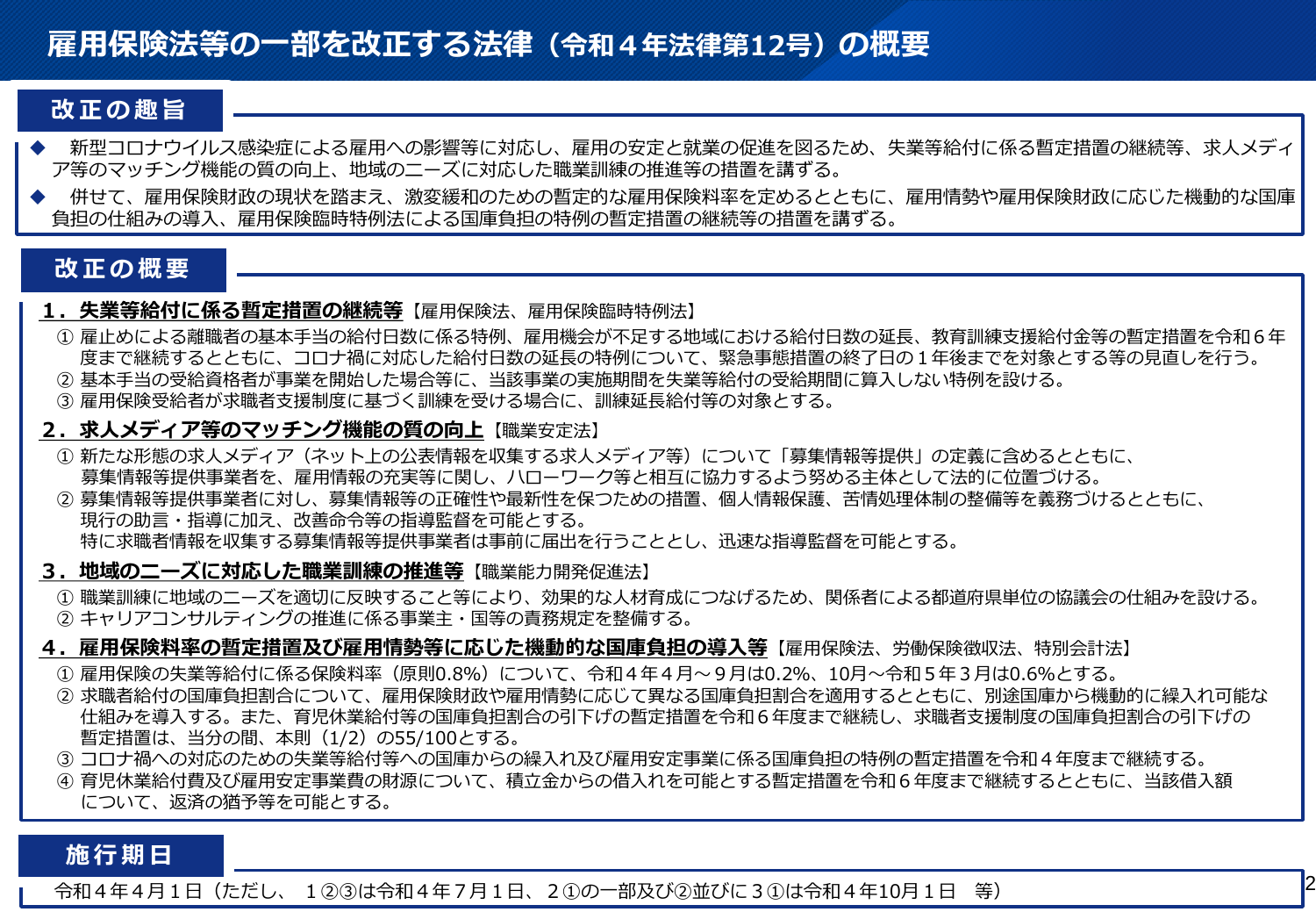# 雇用保険法等の一部を改正する法律（令和４年法律第12号）の概要

## 改正の趣旨

- ◆ 新型コロナウイルス感染症による雇用への影響等に対応し、雇用の安定と就業の促進を図るため、失業等給付に係る暫定措置の継続等、求人メディア等のマッチング機能の質の向上、地域のニーズに対応した職業訓練の推進等の措置を講ずる。
- ◆ 併せて、雇用保険財政の現状を踏まえ、激変緩和のための暫定的な雇用保険料率を定めるとともに、雇用情勢や雇用保険財政に応じた機動的な国庫負担の仕組みの導入、雇用保険臨時特例法による国庫負担の特例の暫定措置の継続等の措置を講ずる。

## 改正の概要

### １．失業等給付に係る暫定措置の継続等【雇用保険法、雇用保険臨時特例法】

① 雇止めによる離職者の基本手当の給付日数に係る特例、雇用機会が不足する地域における給付日数の延長、教育訓練支援給付金等の暫定措置を令和６年度まで継続するとともに、コロナ禍に対応した給付日数の延長の特例について、緊急事態措置の終了日の１年後までを対象とする等の見直しを行う。
② 基本手当の受給資格者が事業を開始した場合等に、当該事業の実施期間を失業等給付の受給期間に算入しない特例を設ける。
③ 雇用保険受給者が求職者支援制度に基づく訓練を受ける場合に、訓練延長給付等の対象とする。

### ２．求人メディア等のマッチング機能の質の向上【職業安定法】

① 新たな形態の求人メディア（ネット上の公表情報を収集する求人メディア等）について「募集情報等提供」の定義に含めるとともに、募集情報等提供事業者を、雇用情報の充実等に関し、ハローワーク等と相互に協力するよう努める主体として法的に位置づける。
② 募集情報等提供事業者に対し、募集情報等の正確性や最新性を保つための措置、個人情報保護、苦情処理体制の整備等を義務づけるとともに、現行の助言・指導に加え、改善命令等の指導監督を可能とする。
特に求職者情報を収集する募集情報等提供事業者は事前に届出を行うこととし、迅速な指導監督を可能とする。

### ３．地域のニーズに対応した職業訓練の推進等【職業能力開発促進法】

① 職業訓練に地域のニーズを適切に反映すること等により、効果的な人材育成につなげるため、関係者による都道府県単位の協議会の仕組みを設ける。
② キャリアコンサルティングの推進に係る事業主・国等の責務規定を整備する。

### ４．雇用保険料率の暫定措置及び雇用情勢等に応じた機動的な国庫負担の導入等【雇用保険法、労働保険徴収法、特別会計法】

① 雇用保険の失業等給付に係る保険料率（原則0.8%）について、令和４年４月～９月は0.2%、10月～令和５年３月は0.6%とする。
② 求職者給付の国庫負担割合について、雇用保険財政や雇用情勢に応じて異なる国庫負担割合を適用するとともに、別途国庫から機動的に繰入れ可能な仕組みを導入する。また、育児休業給付等の国庫負担割合の引下げの暫定措置を令和６年度まで継続し、求職者支援制度の国庫負担割合の引下げの暫定措置は、当分の間、本則（1/2）の55/100とする。
③ コロナ禍への対応のための失業等給付等への国庫からの繰入れ及び雇用安定事業に係る国庫負担の特例の暫定措置を令和４年度まで継続する。
④ 育児休業給付費及び雇用安定事業費の財源について、積立金からの借入れを可能とする暫定措置を令和６年度まで継続するとともに、当該借入額について、返済の猶予等を可能とする。

## 施行期日

令和４年４月１日（ただし、 １②③は令和４年７月１日、 ２①の一部及び②並びに３①は令和４年10月１日　等）